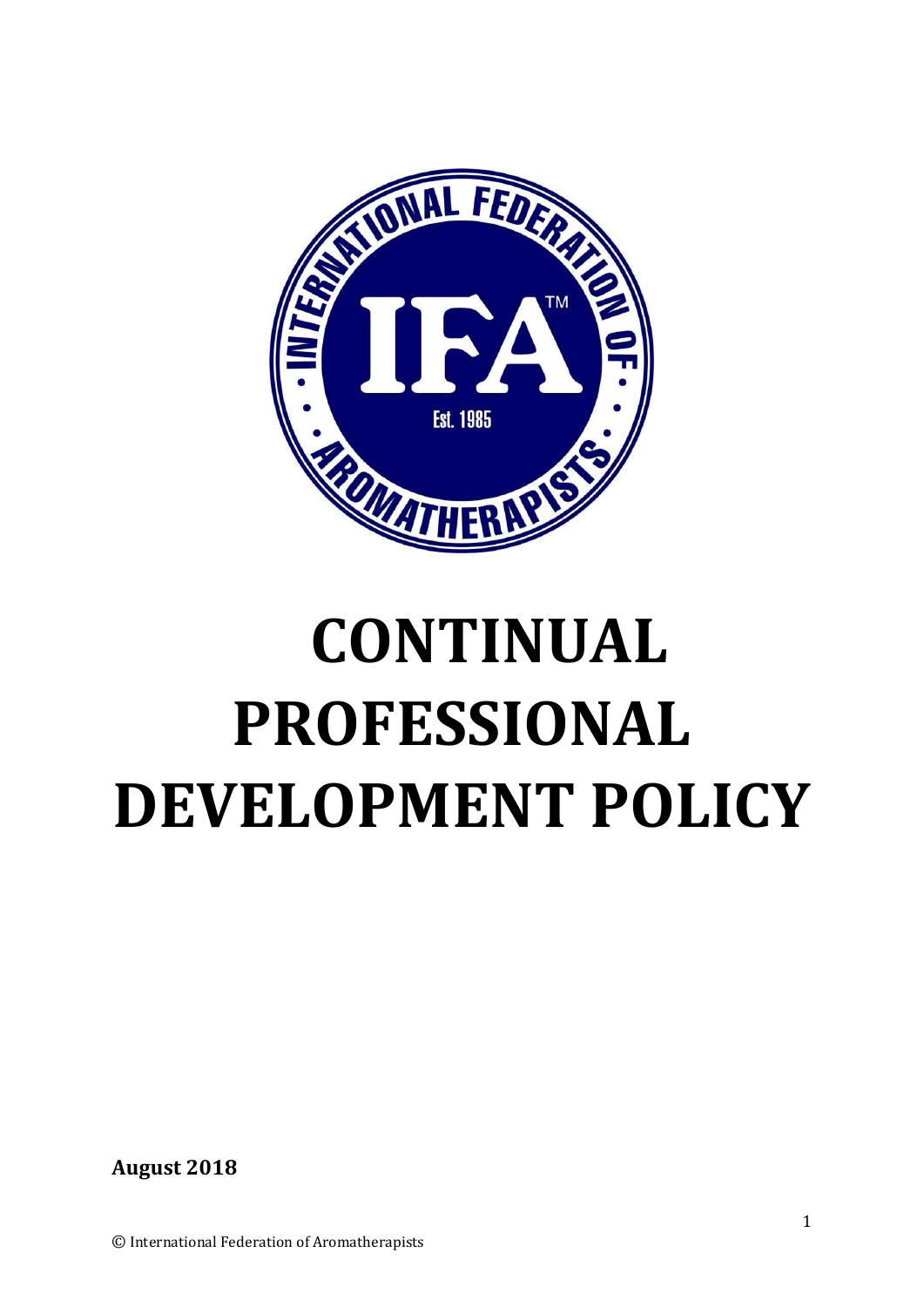# CONTINUAL PROFESSIONAL DEVELOPMENT POLICY

**August 2018**

© International Federation of Aromatherapists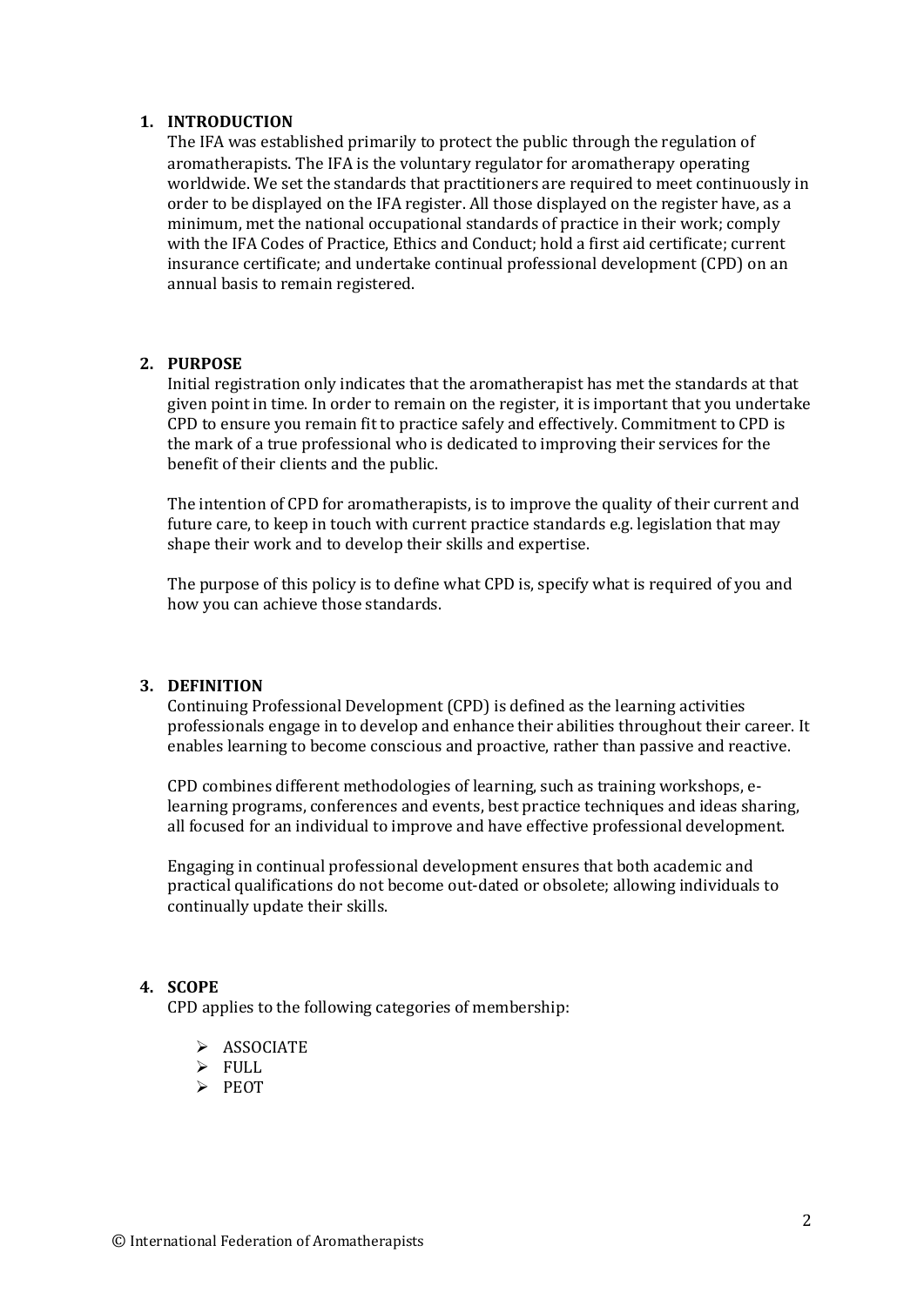## 1. INTRODUCTION

The IFA was established primarily to protect the public through the regulation of aromatherapists. The IFA is the voluntary regulator for aromatherapy operating worldwide. We set the standards that practitioners are required to meet continuously in order to be displayed on the IFA register. All those displayed on the register have, as a minimum, met the national occupational standards of practice in their work; comply with the IFA Codes of Practice, Ethics and Conduct; hold a first aid certificate; current insurance certificate; and undertake continual professional development (CPD) on an annual basis to remain registered.

## 2. PURPOSE

Initial registration only indicates that the aromatherapist has met the standards at that given point in time. In order to remain on the register, it is important that you undertake CPD to ensure you remain fit to practice safely and effectively. Commitment to CPD is the mark of a true professional who is dedicated to improving their services for the benefit of their clients and the public.

The intention of CPD for aromatherapists, is to improve the quality of their current and future care, to keep in touch with current practice standards e.g. legislation that may shape their work and to develop their skills and expertise.

The purpose of this policy is to define what CPD is, specify what is required of you and how you can achieve those standards.

## 3. DEFINITION

Continuing Professional Development (CPD) is defined as the learning activities professionals engage in to develop and enhance their abilities throughout their career. It enables learning to become conscious and proactive, rather than passive and reactive.

CPD combines different methodologies of learning, such as training workshops, e-learning programs, conferences and events, best practice techniques and ideas sharing, all focused for an individual to improve and have effective professional development.

Engaging in continual professional development ensures that both academic and practical qualifications do not become out-dated or obsolete; allowing individuals to continually update their skills.

## 4. SCOPE

CPD applies to the following categories of membership:

- ASSOCIATE
- FULL
- PEOT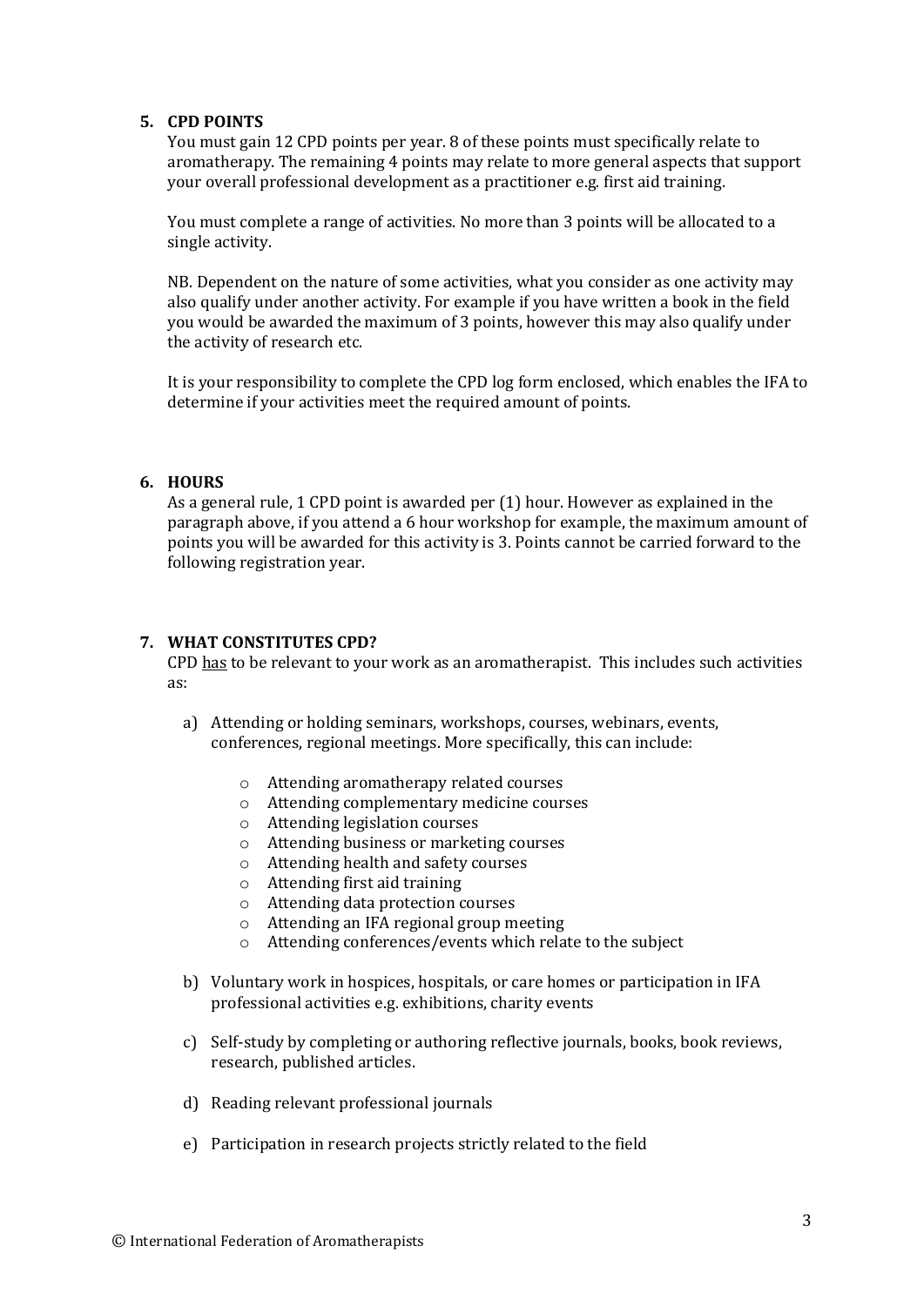## 5. CPD POINTS

You must gain 12 CPD points per year. 8 of these points must specifically relate to aromatherapy. The remaining 4 points may relate to more general aspects that support your overall professional development as a practitioner e.g. first aid training.

You must complete a range of activities. No more than 3 points will be allocated to a single activity.

NB. Dependent on the nature of some activities, what you consider as one activity may also qualify under another activity. For example if you have written a book in the field you would be awarded the maximum of 3 points, however this may also qualify under the activity of research etc.

It is your responsibility to complete the CPD log form enclosed, which enables the IFA to determine if your activities meet the required amount of points.

## 6. HOURS

As a general rule, 1 CPD point is awarded per (1) hour. However as explained in the paragraph above, if you attend a 6 hour workshop for example, the maximum amount of points you will be awarded for this activity is 3. Points cannot be carried forward to the following registration year.

## 7. WHAT CONSTITUTES CPD?

CPD <u>has</u> to be relevant to your work as an aromatherapist. This includes such activities as:

a) Attending or holding seminars, workshops, courses, webinars, events, conferences, regional meetings. More specifically, this can include:

   - Attending aromatherapy related courses
   - Attending complementary medicine courses
   - Attending legislation courses
   - Attending business or marketing courses
   - Attending health and safety courses
   - Attending first aid training
   - Attending data protection courses
   - Attending an IFA regional group meeting
   - Attending conferences/events which relate to the subject

b) Voluntary work in hospices, hospitals, or care homes or participation in IFA professional activities e.g. exhibitions, charity events

c) Self-study by completing or authoring reflective journals, books, book reviews, research, published articles.

d) Reading relevant professional journals

e) Participation in research projects strictly related to the field

© International Federation of Aromatherapists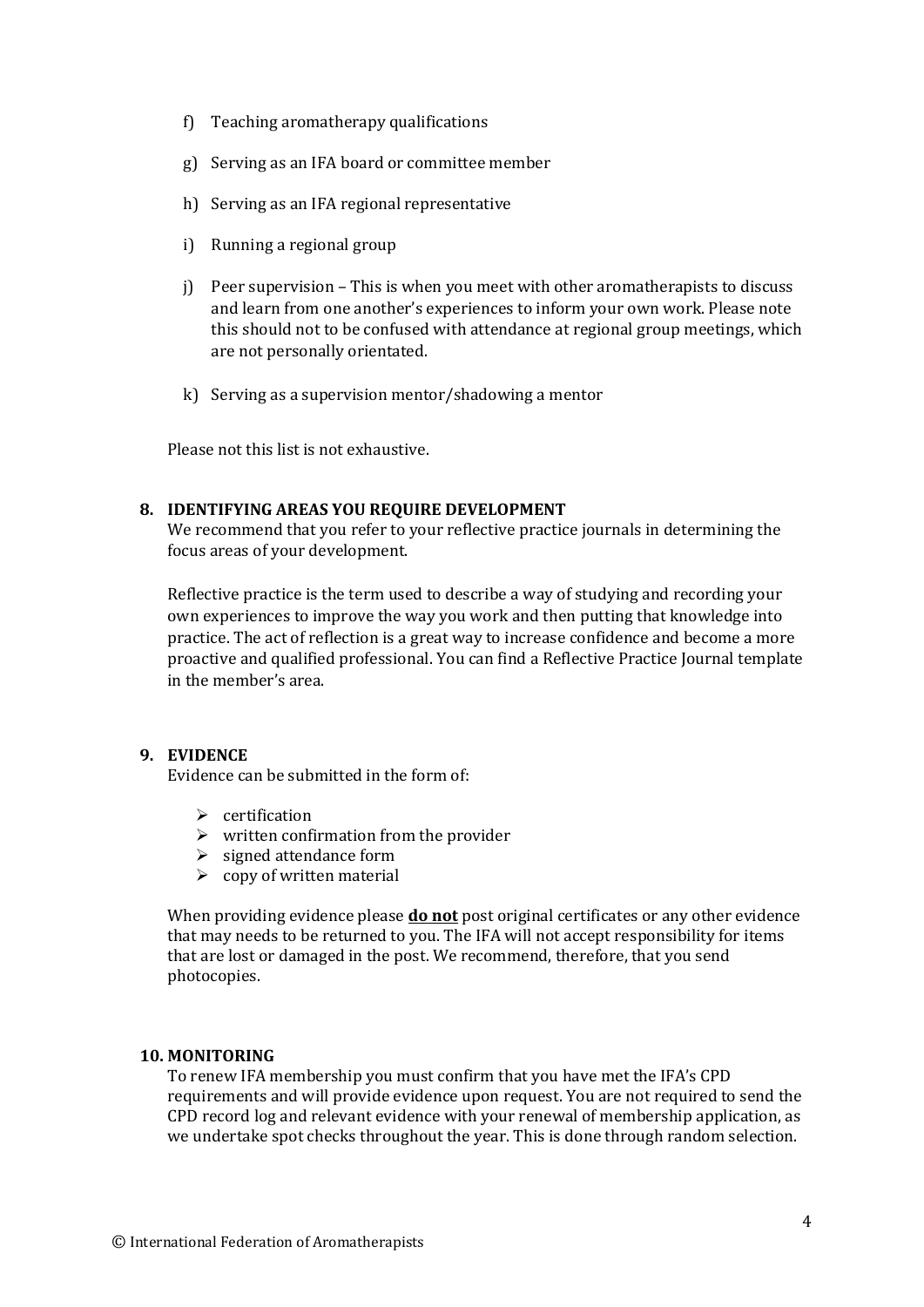f) Teaching aromatherapy qualifications

g) Serving as an IFA board or committee member

h) Serving as an IFA regional representative

i) Running a regional group

j) Peer supervision – This is when you meet with other aromatherapists to discuss and learn from one another's experiences to inform your own work. Please note this should not to be confused with attendance at regional group meetings, which are not personally orientated.

k) Serving as a supervision mentor/shadowing a mentor

Please not this list is not exhaustive.

## 8. IDENTIFYING AREAS YOU REQUIRE DEVELOPMENT

We recommend that you refer to your reflective practice journals in determining the focus areas of your development.

Reflective practice is the term used to describe a way of studying and recording your own experiences to improve the way you work and then putting that knowledge into practice. The act of reflection is a great way to increase confidence and become a more proactive and qualified professional. You can find a Reflective Practice Journal template in the member's area.

## 9. EVIDENCE

Evidence can be submitted in the form of:

- certification
- written confirmation from the provider
- signed attendance form
- copy of written material

When providing evidence please **do not** post original certificates or any other evidence that may needs to be returned to you. The IFA will not accept responsibility for items that are lost or damaged in the post. We recommend, therefore, that you send photocopies.

## 10. MONITORING

To renew IFA membership you must confirm that you have met the IFA's CPD requirements and will provide evidence upon request. You are not required to send the CPD record log and relevant evidence with your renewal of membership application, as we undertake spot checks throughout the year. This is done through random selection.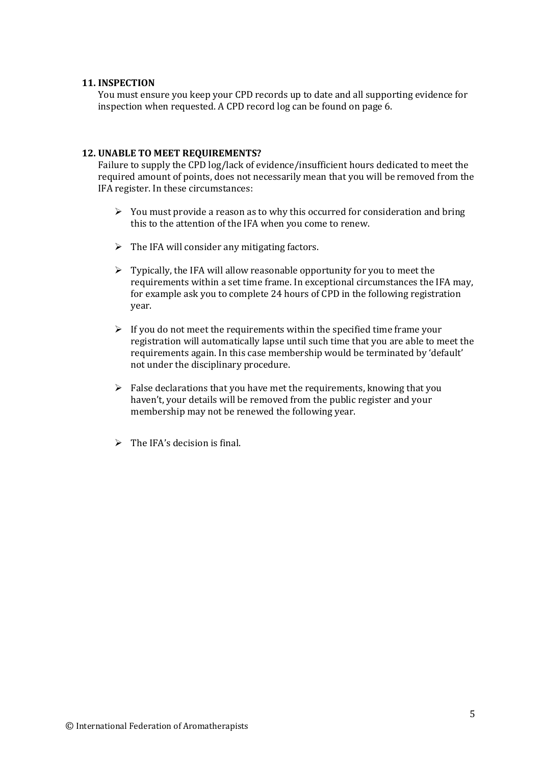**11. INSPECTION**

You must ensure you keep your CPD records up to date and all supporting evidence for inspection when requested. A CPD record log can be found on page 6.

**12. UNABLE TO MEET REQUIREMENTS?**

Failure to supply the CPD log/lack of evidence/insufficient hours dedicated to meet the required amount of points, does not necessarily mean that you will be removed from the IFA register. In these circumstances:

- You must provide a reason as to why this occurred for consideration and bring this to the attention of the IFA when you come to renew.
- The IFA will consider any mitigating factors.
- Typically, the IFA will allow reasonable opportunity for you to meet the requirements within a set time frame. In exceptional circumstances the IFA may, for example ask you to complete 24 hours of CPD in the following registration year.
- If you do not meet the requirements within the specified time frame your registration will automatically lapse until such time that you are able to meet the requirements again. In this case membership would be terminated by 'default' not under the disciplinary procedure.
- False declarations that you have met the requirements, knowing that you haven't, your details will be removed from the public register and your membership may not be renewed the following year.
- The IFA's decision is final.

© International Federation of Aromatherapists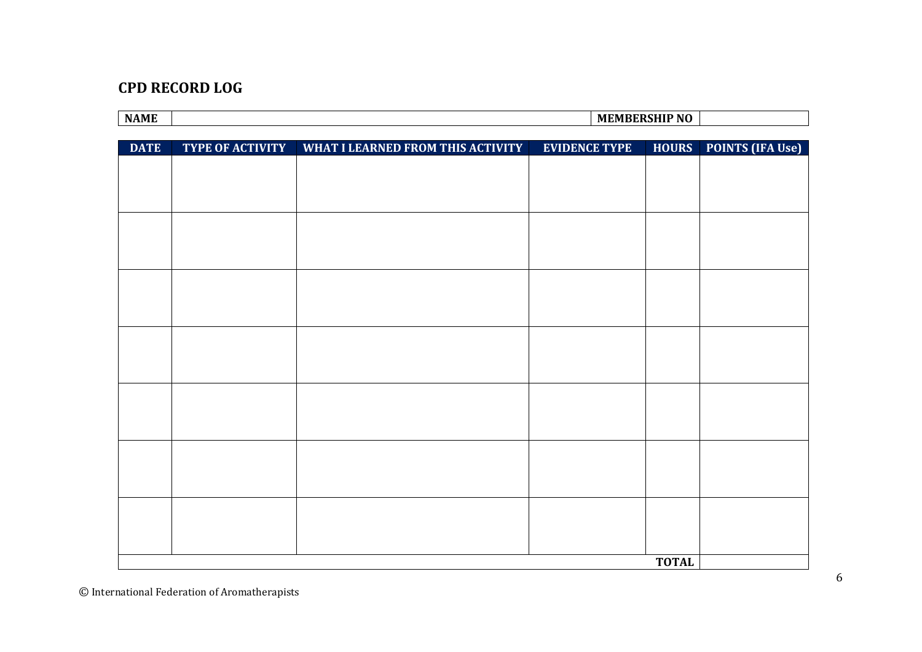## CPD RECORD LOG

| NAME | | MEMBERSHIP NO | |
|---|---|---|---|

| DATE | TYPE OF ACTIVITY | WHAT I LEARNED FROM THIS ACTIVITY | EVIDENCE TYPE | HOURS | POINTS (IFA Use) |
|---|---|---|---|---|---|
| | | | | | |
| | | | | | |
| | | | | | |
| | | | | | |
| | | | | | |
| | | | | | |
| | | | | | |
| | | | | TOTAL | |

© International Federation of Aromatherapists